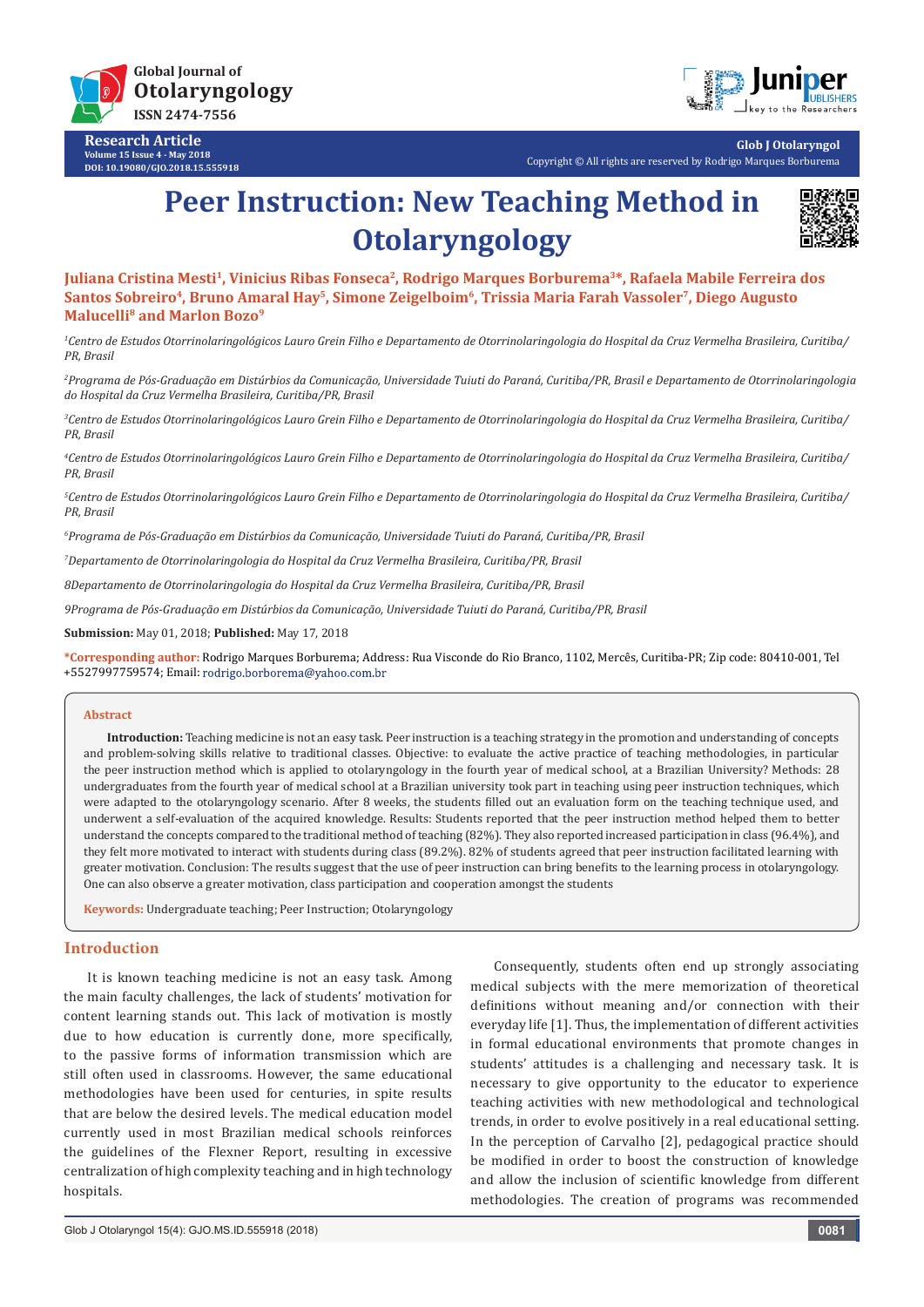# Peer Instruction: New Teaching Method in Otolaryngology

**Juliana Cristina Mesti[1], Vinicius Ribas Fonseca[2], Rodrigo Marques Borburema[3]*, Rafaela Mabile Ferreira dos Santos Sobreiro[4], Bruno Amaral Hay[5], Simone Zeigelboim[6], Trissia Maria Farah Vassoler[7], Diego Augusto Malucelli[8] and Marlon Bozo[9]**

*[1]Centro de Estudos Otorrinolaringológicos Lauro Grein Filho e Departamento de Otorrinolaringologia do Hospital da Cruz Vermelha Brasileira, Curitiba/PR, Brasil*

*[2]Programa de Pós-Graduação em Distúrbios da Comunicação, Universidade Tuiuti do Paraná, Curitiba/PR, Brasil e Departamento de Otorrinolaringologia do Hospital da Cruz Vermelha Brasileira, Curitiba/PR, Brasil*

*[3]Centro de Estudos Otorrinolaringológicos Lauro Grein Filho e Departamento de Otorrinolaringologia do Hospital da Cruz Vermelha Brasileira, Curitiba/PR, Brasil*

*[4]Centro de Estudos Otorrinolaringológicos Lauro Grein Filho e Departamento de Otorrinolaringologia do Hospital da Cruz Vermelha Brasileira, Curitiba/PR, Brasil*

*[5]Centro de Estudos Otorrinolaringológicos Lauro Grein Filho e Departamento de Otorrinolaringologia do Hospital da Cruz Vermelha Brasileira, Curitiba/PR, Brasil*

*[6]Programa de Pós-Graduação em Distúrbios da Comunicação, Universidade Tuiuti do Paraná, Curitiba/PR, Brasil*

*[7]Departamento de Otorrinolaringologia do Hospital da Cruz Vermelha Brasileira, Curitiba/PR, Brasil*

*8Departamento de Otorrinolaringologia do Hospital da Cruz Vermelha Brasileira, Curitiba/PR, Brasil*

*9Programa de Pós-Graduação em Distúrbios da Comunicação, Universidade Tuiuti do Paraná, Curitiba/PR, Brasil*

**Submission:** May 01, 2018; **Published:** May 17, 2018

***Corresponding author:** Rodrigo Marques Borburema; Address: Rua Visconde do Rio Branco, 1102, Mercês, Curitiba-PR; Zip code: 80410-001, Tel +5527997759574; Email: rodrigo.borborema@yahoo.com.br

## Abstract

**Introduction:** Teaching medicine is not an easy task. Peer instruction is a teaching strategy in the promotion and understanding of concepts and problem-solving skills relative to traditional classes. Objective: to evaluate the active practice of teaching methodologies, in particular the peer instruction method which is applied to otolaryngology in the fourth year of medical school, at a Brazilian University? Methods: 28 undergraduates from the fourth year of medical school at a Brazilian university took part in teaching using peer instruction techniques, which were adapted to the otolaryngology scenario. After 8 weeks, the students filled out an evaluation form on the teaching technique used, and underwent a self-evaluation of the acquired knowledge. Results: Students reported that the peer instruction method helped them to better understand the concepts compared to the traditional method of teaching (82%). They also reported increased participation in class (96.4%), and they felt more motivated to interact with students during class (89.2%). 82% of students agreed that peer instruction facilitated learning with greater motivation. Conclusion: The results suggest that the use of peer instruction can bring benefits to the learning process in otolaryngology. One can also observe a greater motivation, class participation and cooperation amongst the students

**Keywords:** Undergraduate teaching; Peer Instruction; Otolaryngology

## Introduction

It is known teaching medicine is not an easy task. Among the main faculty challenges, the lack of students' motivation for content learning stands out. This lack of motivation is mostly due to how education is currently done, more specifically, to the passive forms of information transmission which are still often used in classrooms. However, the same educational methodologies have been used for centuries, in spite results that are below the desired levels. The medical education model currently used in most Brazilian medical schools reinforces the guidelines of the Flexner Report, resulting in excessive centralization of high complexity teaching and in high technology hospitals.

Consequently, students often end up strongly associating medical subjects with the mere memorization of theoretical definitions without meaning and/or connection with their everyday life [1]. Thus, the implementation of different activities in formal educational environments that promote changes in students' attitudes is a challenging and necessary task. It is necessary to give opportunity to the educator to experience teaching activities with new methodological and technological trends, in order to evolve positively in a real educational setting. In the perception of Carvalho [2], pedagogical practice should be modified in order to boost the construction of knowledge and allow the inclusion of scientific knowledge from different methodologies. The creation of programs was recommended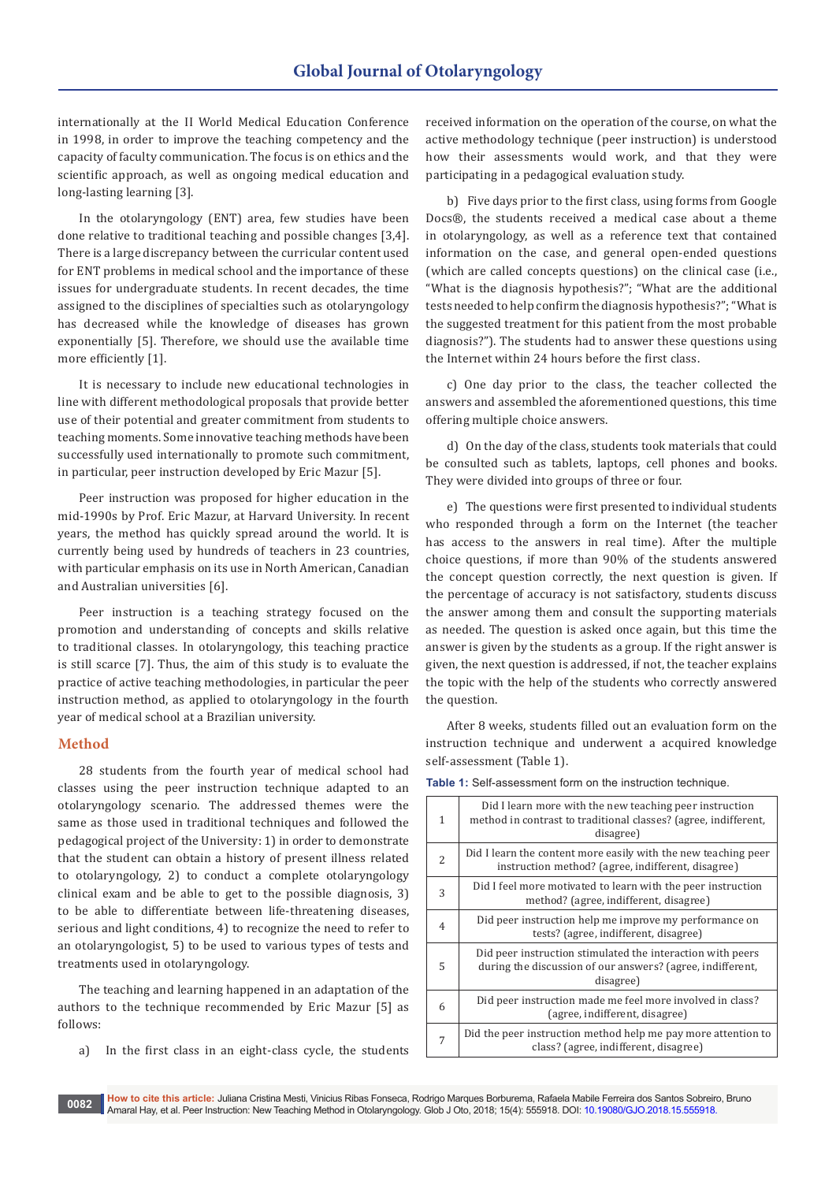internationally at the II World Medical Education Conference in 1998, in order to improve the teaching competency and the capacity of faculty communication. The focus is on ethics and the scientific approach, as well as ongoing medical education and long-lasting learning [3].

In the otolaryngology (ENT) area, few studies have been done relative to traditional teaching and possible changes [3,4]. There is a large discrepancy between the curricular content used for ENT problems in medical school and the importance of these issues for undergraduate students. In recent decades, the time assigned to the disciplines of specialties such as otolaryngology has decreased while the knowledge of diseases has grown exponentially [5]. Therefore, we should use the available time more efficiently [1].

It is necessary to include new educational technologies in line with different methodological proposals that provide better use of their potential and greater commitment from students to teaching moments. Some innovative teaching methods have been successfully used internationally to promote such commitment, in particular, peer instruction developed by Eric Mazur [5].

Peer instruction was proposed for higher education in the mid-1990s by Prof. Eric Mazur, at Harvard University. In recent years, the method has quickly spread around the world. It is currently being used by hundreds of teachers in 23 countries, with particular emphasis on its use in North American, Canadian and Australian universities [6].

Peer instruction is a teaching strategy focused on the promotion and understanding of concepts and skills relative to traditional classes. In otolaryngology, this teaching practice is still scarce [7]. Thus, the aim of this study is to evaluate the practice of active teaching methodologies, in particular the peer instruction method, as applied to otolaryngology in the fourth year of medical school at a Brazilian university.

## Method

28 students from the fourth year of medical school had classes using the peer instruction technique adapted to an otolaryngology scenario. The addressed themes were the same as those used in traditional techniques and followed the pedagogical project of the University: 1) in order to demonstrate that the student can obtain a history of present illness related to otolaryngology, 2) to conduct a complete otolaryngology clinical exam and be able to get to the possible diagnosis, 3) to be able to differentiate between life-threatening diseases, serious and light conditions, 4) to recognize the need to refer to an otolaryngologist, 5) to be used to various types of tests and treatments used in otolaryngology.

The teaching and learning happened in an adaptation of the authors to the technique recommended by Eric Mazur [5] as follows:

a) In the first class in an eight-class cycle, the students received information on the operation of the course, on what the active methodology technique (peer instruction) is understood how their assessments would work, and that they were participating in a pedagogical evaluation study.

b) Five days prior to the first class, using forms from Google Docs®, the students received a medical case about a theme in otolaryngology, as well as a reference text that contained information on the case, and general open-ended questions (which are called concepts questions) on the clinical case (i.e., "What is the diagnosis hypothesis?"; "What are the additional tests needed to help confirm the diagnosis hypothesis?"; "What is the suggested treatment for this patient from the most probable diagnosis?"). The students had to answer these questions using the Internet within 24 hours before the first class.

c) One day prior to the class, the teacher collected the answers and assembled the aforementioned questions, this time offering multiple choice answers.

d) On the day of the class, students took materials that could be consulted such as tablets, laptops, cell phones and books. They were divided into groups of three or four.

e) The questions were first presented to individual students who responded through a form on the Internet (the teacher has access to the answers in real time). After the multiple choice questions, if more than 90% of the students answered the concept question correctly, the next question is given. If the percentage of accuracy is not satisfactory, students discuss the answer among them and consult the supporting materials as needed. The question is asked once again, but this time the answer is given by the students as a group. If the right answer is given, the next question is addressed, if not, the teacher explains the topic with the help of the students who correctly answered the question.

After 8 weeks, students filled out an evaluation form on the instruction technique and underwent a acquired knowledge self-assessment (Table 1).

**Table 1:** Self-assessment form on the instruction technique.

| | |
|---|---|
| 1 | Did I learn more with the new teaching peer instruction method in contrast to traditional classes? (agree, indifferent, disagree) |
| 2 | Did I learn the content more easily with the new teaching peer instruction method? (agree, indifferent, disagree) |
| 3 | Did I feel more motivated to learn with the peer instruction method? (agree, indifferent, disagree) |
| 4 | Did peer instruction help me improve my performance on tests? (agree, indifferent, disagree) |
| 5 | Did peer instruction stimulated the interaction with peers during the discussion of our answers? (agree, indifferent, disagree) |
| 6 | Did peer instruction made me feel more involved in class? (agree, indifferent, disagree) |
| 7 | Did the peer instruction method help me pay more attention to class? (agree, indifferent, disagree) |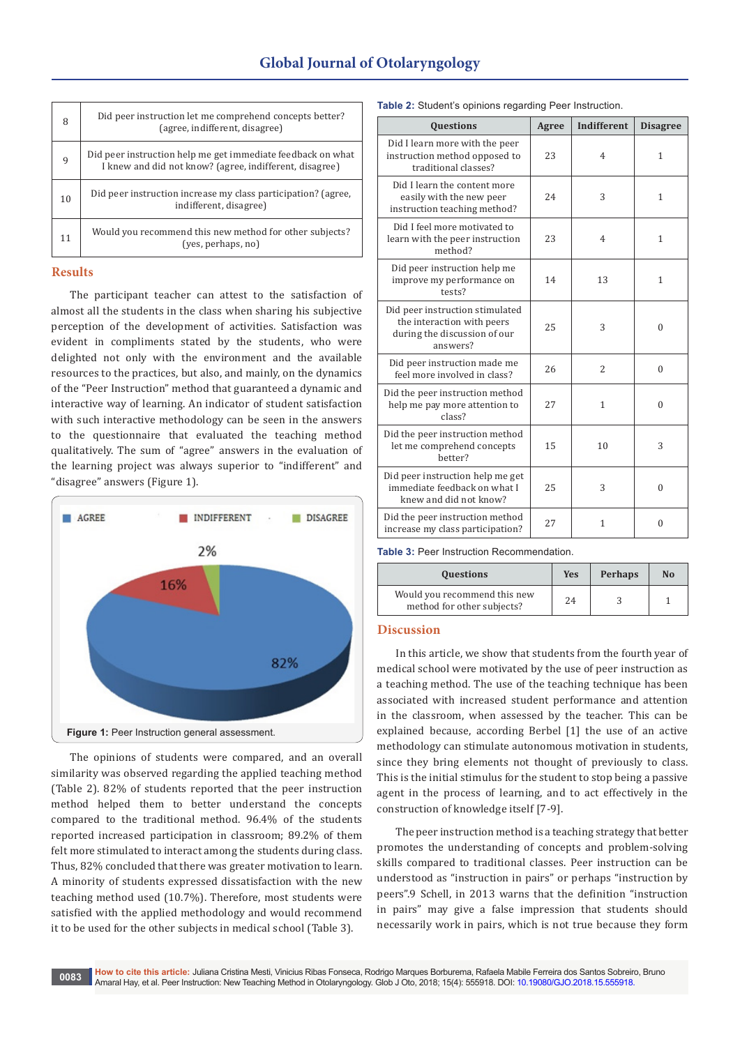| 8 | Did peer instruction let me comprehend concepts better? (agree, indifferent, disagree) |
|---|---|
| 9 | Did peer instruction help me get immediate feedback on what I knew and did not know? (agree, indifferent, disagree) |
| 10 | Did peer instruction increase my class participation? (agree, indifferent, disagree) |
| 11 | Would you recommend this new method for other subjects? (yes, perhaps, no) |

## Results

The participant teacher can attest to the satisfaction of almost all the students in the class when sharing his subjective perception of the development of activities. Satisfaction was evident in compliments stated by the students, who were delighted not only with the environment and the available resources to the practices, but also, and mainly, on the dynamics of the "Peer Instruction" method that guaranteed a dynamic and interactive way of learning. An indicator of student satisfaction with such interactive methodology can be seen in the answers to the questionnaire that evaluated the teaching method qualitatively. The sum of "agree" answers in the evaluation of the learning project was always superior to "indifferent" and "disagree" answers (Figure 1).

AGREE INDIFFERENT DISAGREE

2%

16%

82%

**Figure 1:** Peer Instruction general assessment.

The opinions of students were compared, and an overall similarity was observed regarding the applied teaching method (Table 2). 82% of students reported that the peer instruction method helped them to better understand the concepts compared to the traditional method. 96.4% of the students reported increased participation in classroom; 89.2% of them felt more stimulated to interact among the students during class. Thus, 82% concluded that there was greater motivation to learn. A minority of students expressed dissatisfaction with the new teaching method used (10.7%). Therefore, most students were satisfied with the applied methodology and would recommend it to be used for the other subjects in medical school (Table 3).

**Table 2:** Student's opinions regarding Peer Instruction.

| Questions | Agree | Indifferent | Disagree |
|---|---|---|---|
| Did I learn more with the peer instruction method opposed to traditional classes? | 23 | 4 | 1 |
| Did I learn the content more easily with the new peer instruction teaching method? | 24 | 3 | 1 |
| Did I feel more motivated to learn with the peer instruction method? | 23 | 4 | 1 |
| Did peer instruction help me improve my performance on tests? | 14 | 13 | 1 |
| Did peer instruction stimulated the interaction with peers during the discussion of our answers? | 25 | 3 | 0 |
| Did peer instruction made me feel more involved in class? | 26 | 2 | 0 |
| Did the peer instruction method help me pay more attention to class? | 27 | 1 | 0 |
| Did the peer instruction method let me comprehend concepts better? | 15 | 10 | 3 |
| Did peer instruction help me get immediate feedback on what I knew and did not know? | 25 | 3 | 0 |
| Did the peer instruction method increase my class participation? | 27 | 1 | 0 |

**Table 3:** Peer Instruction Recommendation.

| Questions | Yes | Perhaps | No |
|---|---|---|---|
| Would you recommend this new method for other subjects? | 24 | 3 | 1 |

## Discussion

In this article, we show that students from the fourth year of medical school were motivated by the use of peer instruction as a teaching method. The use of the teaching technique has been associated with increased student performance and attention in the classroom, when assessed by the teacher. This can be explained because, according Berbel [1] the use of an active methodology can stimulate autonomous motivation in students, since they bring elements not thought of previously to class. This is the initial stimulus for the student to stop being a passive agent in the process of learning, and to act effectively in the construction of knowledge itself [7-9].

The peer instruction method is a teaching strategy that better promotes the understanding of concepts and problem-solving skills compared to traditional classes. Peer instruction can be understood as "instruction in pairs" or perhaps "instruction by peers".9 Schell, in 2013 warns that the definition "instruction in pairs" may give a false impression that students should necessarily work in pairs, which is not true because they form

**How to cite this article:** Juliana Cristina Mesti, Vinicius Ribas Fonseca, Rodrigo Marques Borburema, Rafaela Mabile Ferreira dos Santos Sobreiro, Bruno Amaral Hay, et al. Peer Instruction: New Teaching Method in Otolaryngology. Glob J Oto, 2018; 15(4): 555918. DOI: 10.19080/GJO.2018.15.555918.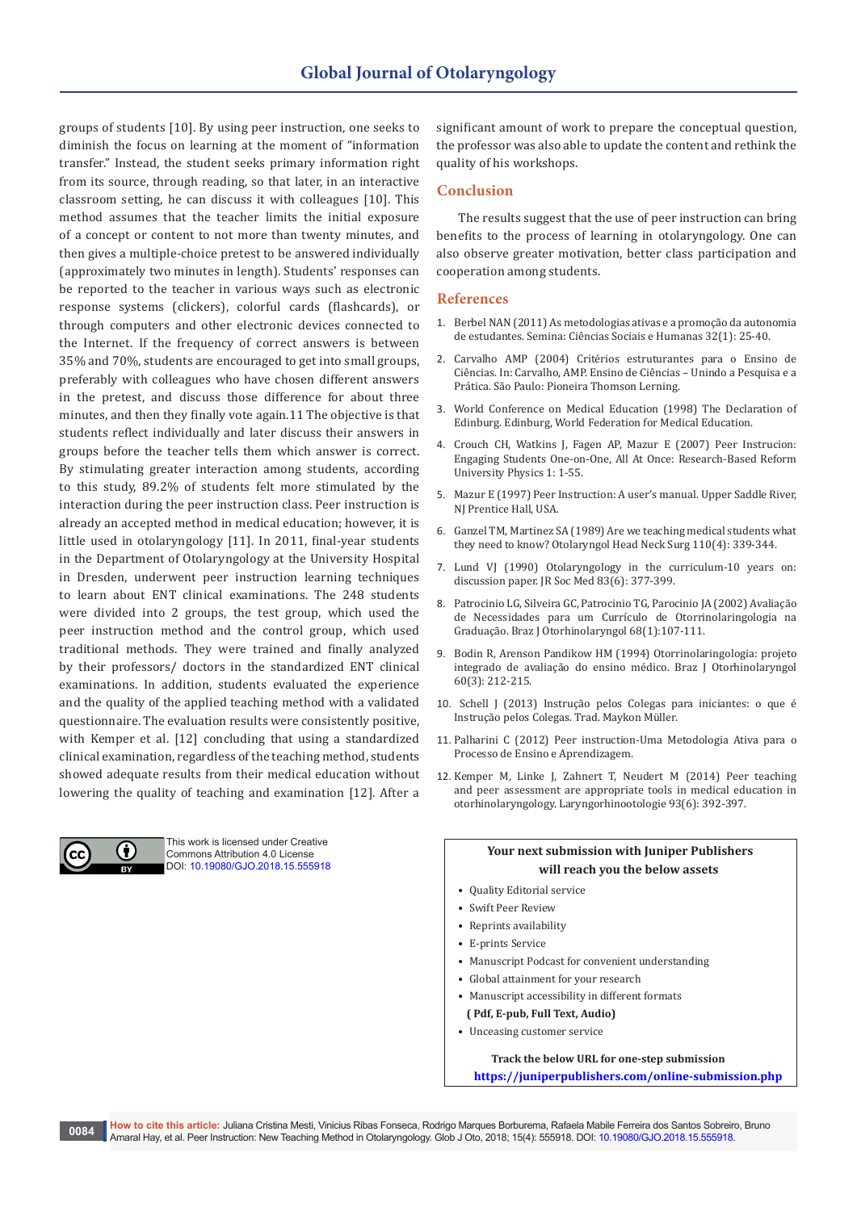groups of students [10]. By using peer instruction, one seeks to diminish the focus on learning at the moment of "information transfer." Instead, the student seeks primary information right from its source, through reading, so that later, in an interactive classroom setting, he can discuss it with colleagues [10]. This method assumes that the teacher limits the initial exposure of a concept or content to not more than twenty minutes, and then gives a multiple-choice pretest to be answered individually (approximately two minutes in length). Students' responses can be reported to the teacher in various ways such as electronic response systems (clickers), colorful cards (flashcards), or through computers and other electronic devices connected to the Internet. If the frequency of correct answers is between 35% and 70%, students are encouraged to get into small groups, preferably with colleagues who have chosen different answers in the pretest, and discuss those difference for about three minutes, and then they finally vote again.11 The objective is that students reflect individually and later discuss their answers in groups before the teacher tells them which answer is correct. By stimulating greater interaction among students, according to this study, 89.2% of students felt more stimulated by the interaction during the peer instruction class. Peer instruction is already an accepted method in medical education; however, it is little used in otolaryngology [11]. In 2011, final-year students in the Department of Otolaryngology at the University Hospital in Dresden, underwent peer instruction learning techniques to learn about ENT clinical examinations. The 248 students were divided into 2 groups, the test group, which used the peer instruction method and the control group, which used traditional methods. They were trained and finally analyzed by their professors/ doctors in the standardized ENT clinical examinations. In addition, students evaluated the experience and the quality of the applied teaching method with a validated questionnaire. The evaluation results were consistently positive, with Kemper et al. [12] concluding that using a standardized clinical examination, regardless of the teaching method, students showed adequate results from their medical education without lowering the quality of teaching and examination [12]. After a significant amount of work to prepare the conceptual question, the professor was also able to update the content and rethink the quality of his workshops.

## Conclusion

The results suggest that the use of peer instruction can bring benefits to the process of learning in otolaryngology. One can also observe greater motivation, better class participation and cooperation among students.

## References

1. Berbel NAN (2011) As metodologias ativas e a promoção da autonomia de estudantes. Semina: Ciências Sociais e Humanas 32(1): 25-40.
2. Carvalho AMP (2004) Critérios estruturantes para o Ensino de Ciências. In: Carvalho, AMP. Ensino de Ciências – Unindo a Pesquisa e a Prática. São Paulo: Pioneira Thomson Lerning.
3. World Conference on Medical Education (1998) The Declaration of Edinburg. Edinburg, World Federation for Medical Education.
4. Crouch CH, Watkins J, Fagen AP, Mazur E (2007) Peer Instrucion: Engaging Students One-on-One, All At Once: Research-Based Reform University Physics 1: 1-55.
5. Mazur E (1997) Peer Instruction: A user's manual. Upper Saddle River, NJ Prentice Hall, USA.
6. Ganzel TM, Martinez SA (1989) Are we teaching medical students what they need to know? Otolaryngol Head Neck Surg 110(4): 339-344.
7. Lund VJ (1990) Otolaryngology in the curriculum-10 years on: discussion paper. JR Soc Med 83(6): 377-399.
8. Patrocinio LG, Silveira GC, Patrocinio TG, Parocinio JA (2002) Avaliação de Necessidades para um Currículo de Otorrinolaringologia na Graduação. Braz J Otorhinolaryngol 68(1):107-111.
9. Bodin R, Arenson Pandikow HM (1994) Otorrinolaringologia: projeto integrado de avaliação do ensino médico. Braz J Otorhinolaryngol 60(3): 212-215.
10. Schell J (2013) Instrução pelos Colegas para iniciantes: o que é Instrução pelos Colegas. Trad. Maykon Müller.
11. Palharini C (2012) Peer instruction-Uma Metodologia Ativa para o Processo de Ensino e Aprendizagem.
12. Kemper M, Linke J, Zahnert T, Neudert M (2014) Peer teaching and peer assessment are appropriate tools in medical education in otorhinolaryngology. Laryngorhinootologie 93(6): 392-397.

This work is licensed under Creative Commons Attribution 4.0 License
DOI: 10.19080/GJO.2018.15.555918

**Your next submission with Juniper Publishers will reach you the below assets**

- Quality Editorial service
- Swift Peer Review
- Reprints availability
- E-prints Service
- Manuscript Podcast for convenient understanding
- Global attainment for your research
- Manuscript accessibility in different formats
  **( Pdf, E-pub, Full Text, Audio)**
- Unceasing customer service

**Track the below URL for one-step submission**
**https://juniperpublishers.com/online-submission.php**

**How to cite this article:** Juliana Cristina Mesti, Vinicius Ribas Fonseca, Rodrigo Marques Borburema, Rafaela Mabile Ferreira dos Santos Sobreiro, Bruno Amaral Hay, et al. Peer Instruction: New Teaching Method in Otolaryngology. Glob J Oto, 2018; 15(4): 555918. DOI: 10.19080/GJO.2018.15.555918.